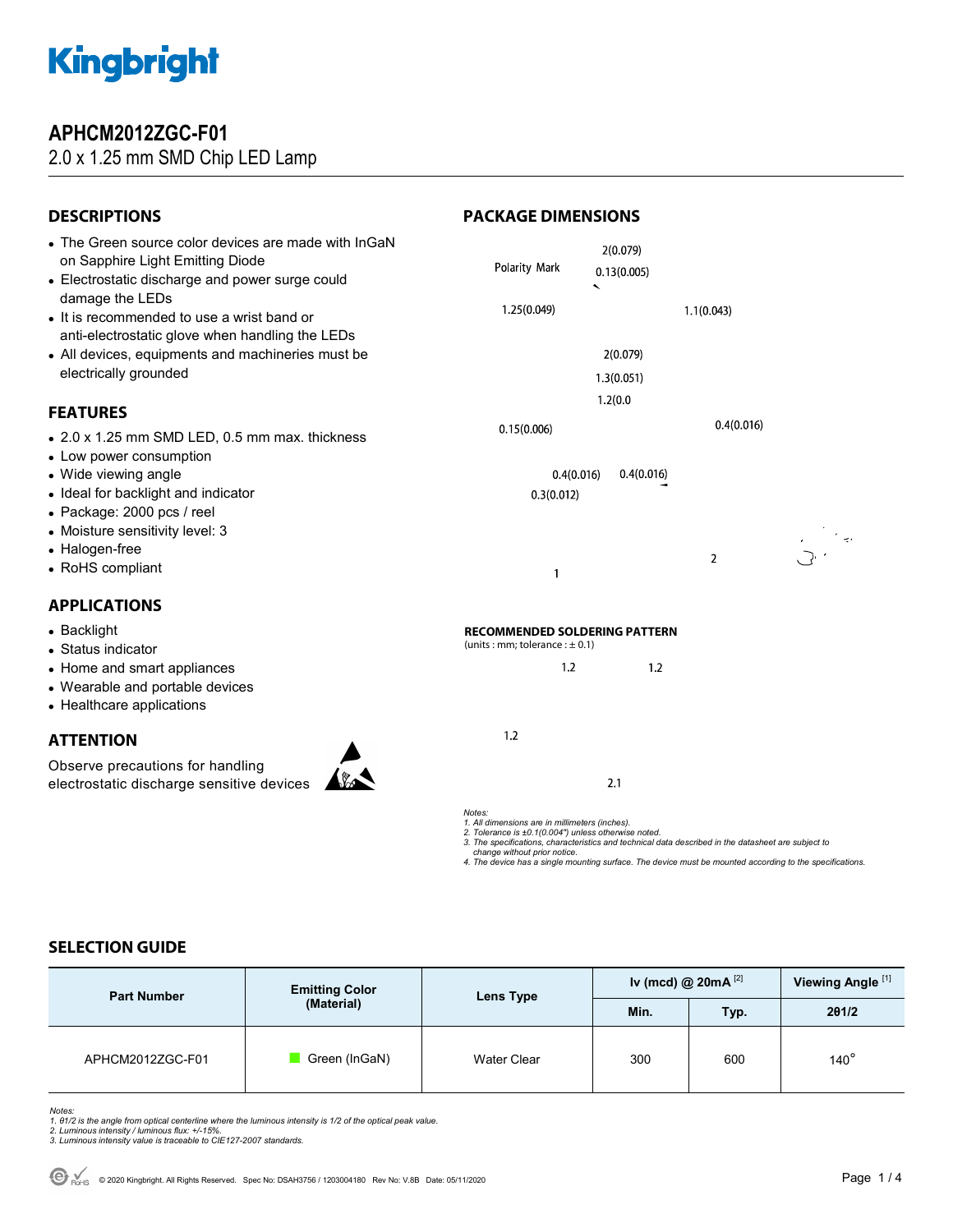# APHCM2012ZGC-F01

2.0 x 1.25 mm SMD Chip LED Lamp

## DESCRIPTIONS

- The Green source color devices are made with InGaN on Sapphire Light Emitting Diode
- Electrostatic discharge and power surge could damage the LEDs
- It is recommended to use a wrist band or anti-electrostatic glove when handling the LEDs
- All devices, equipments and machineries must be electrically grounded

## FEATURES

- 2.0 x 1.25 mm SMD LED, 0.5 mm max. thickness
- Low power consumption
- Wide viewing angle
- Ideal for backlight and indicator
- Package: 2000 pcs / reel
- Moisture sensitivity level: 3
- Halogen-free
- RoHS compliant

## APPLICATIONS

- Backlight
- Status indicator
- Home and smart appliances
- Wearable and portable devices
- Healthcare applications

## ATTENTION

Observe precautions for handling electrostatic discharge sensitive devices

## PACKAGE DIMENSIONS

Polarity Mark
2(0.079)
0.13(0.005)
1.25(0.049)
1.1(0.043)
2(0.079)
1.3(0.051)
1.2(0.0
0.15(0.006)
0.4(0.016)
0.4(0.016)
0.4(0.016)
0.3(0.012)
2
1

**RECOMMENDED SOLDERING PATTERN**
(units : mm; tolerance : ± 0.1)

1.2
1.2
1.2
2.1

*Notes:*
*1. All dimensions are in millimeters (inches).*
*2. Tolerance is ±0.1(0.004") unless otherwise noted.*
*3. The specifications, characteristics and technical data described in the datasheet are subject to change without prior notice.*
*4. The device has a single mounting surface. The device must be mounted according to the specifications.*

## SELECTION GUIDE

| Part Number | Emitting Color (Material) | Lens Type | Iv (mcd) @ 20mA [2] | | Viewing Angle [1] |
|---|---|---|---|---|---|
| | | | Min. | Typ. | 2θ1/2 |
| APHCM2012ZGC-F01 | Green (InGaN) | Water Clear | 300 | 600 | 140° |

*Notes:*
*1. θ1/2 is the angle from optical centerline where the luminous intensity is 1/2 of the optical peak value.*
*2. Luminous intensity / luminous flux: +/-15%.*
*3. Luminous intensity value is traceable to CIE127-2007 standards.*

© 2020 Kingbright. All Rights Reserved. Spec No: DSAH3756 / 1203004180 Rev No: V.8B Date: 05/11/2020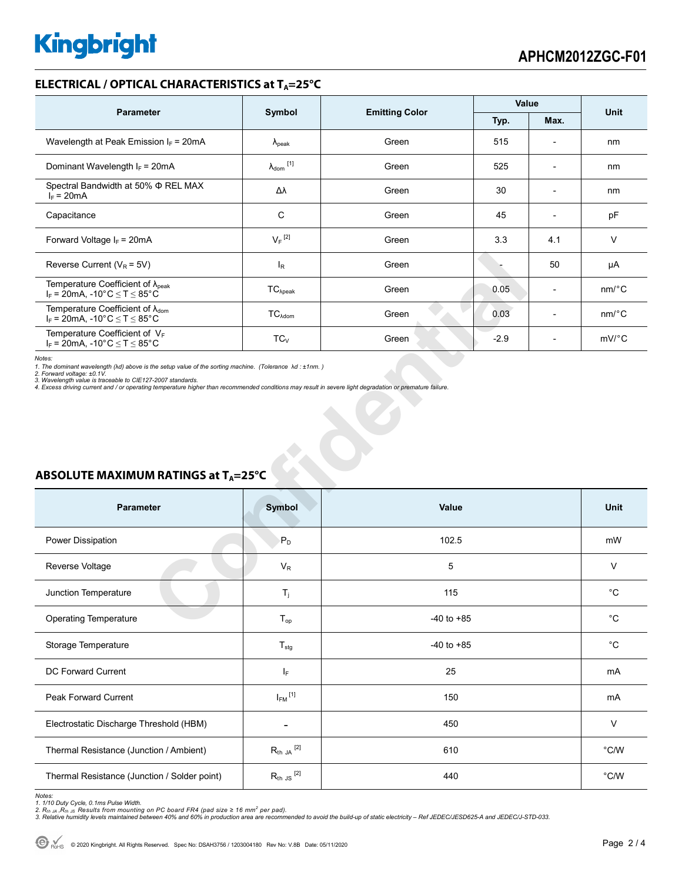## ELECTRICAL / OPTICAL CHARACTERISTICS at $T_A$=25°C

| Parameter | Symbol | Emitting Color | Value | | Unit |
|---|---|---|---|---|---|
| | | | Typ. | Max. | |
| Wavelength at Peak Emission $I_F$ = 20mA | $\lambda_{peak}$ | Green | 515 | - | nm |
| Dominant Wavelength $I_F$ = 20mA | $\lambda_{dom}$ [1] | Green | 525 | - | nm |
| Spectral Bandwidth at 50% Φ REL MAX $I_F$ = 20mA | Δλ | Green | 30 | - | nm |
| Capacitance | C | Green | 45 | - | pF |
| Forward Voltage $I_F$ = 20mA | $V_F$ [2] | Green | 3.3 | 4.1 | V |
| Reverse Current ($V_R$ = 5V) | $I_R$ | Green | - | 50 | μA |
| Temperature Coefficient of $\lambda_{peak}$ $I_F$ = 20mA, -10°C ≤ T ≤ 85°C | $TC_{\lambda peak}$ | Green | 0.05 | - | nm/°C |
| Temperature Coefficient of $\lambda_{dom}$ $I_F$ = 20mA, -10°C ≤ T ≤ 85°C | $TC_{\lambda dom}$ | Green | 0.03 | - | nm/°C |
| Temperature Coefficient of $V_F$ $I_F$ = 20mA, -10°C ≤ T ≤ 85°C | $TC_V$ | Green | -2.9 | - | mV/°C |

*Notes:*
*1. The dominant wavelength (λd) above is the setup value of the sorting machine. (Tolerance λd : ±1nm. )*
*2. Forward voltage: ±0.1V.*
*3. Wavelength value is traceable to CIE127-2007 standards.*
*4. Excess driving current and / or operating temperature higher than recommended conditions may result in severe light degradation or premature failure.*

## ABSOLUTE MAXIMUM RATINGS at $T_A$=25°C

| Parameter | Symbol | Value | Unit |
|---|---|---|---|
| Power Dissipation | $P_D$ | 102.5 | mW |
| Reverse Voltage | $V_R$ | 5 | V |
| Junction Temperature | $T_j$ | 115 | °C |
| Operating Temperature | $T_{op}$ | -40 to +85 | °C |
| Storage Temperature | $T_{stg}$ | -40 to +85 | °C |
| DC Forward Current | $I_F$ | 25 | mA |
| Peak Forward Current | $I_{FM}$ [1] | 150 | mA |
| Electrostatic Discharge Threshold (HBM) | - | 450 | V |
| Thermal Resistance (Junction / Ambient) | $R_{th\ JA}$ [2] | 610 | °C/W |
| Thermal Resistance (Junction / Solder point) | $R_{th\ JS}$ [2] | 440 | °C/W |

*Notes:*
*1. 1/10 Duty Cycle, 0.1ms Pulse Width.*
*2. $R_{th\ JA}$ ,$R_{th\ JS}$ Results from mounting on PC board FR4 (pad size ≥ 16 mm² per pad).*
*3. Relative humidity levels maintained between 40% and 60% in production area are recommended to avoid the build-up of static electricity – Ref JEDEC/JESD625-A and JEDEC/J-STD-033.*

© 2020 Kingbright. All Rights Reserved. Spec No: DSAH3756 / 1203004180 Rev No: V.8B Date: 05/11/2020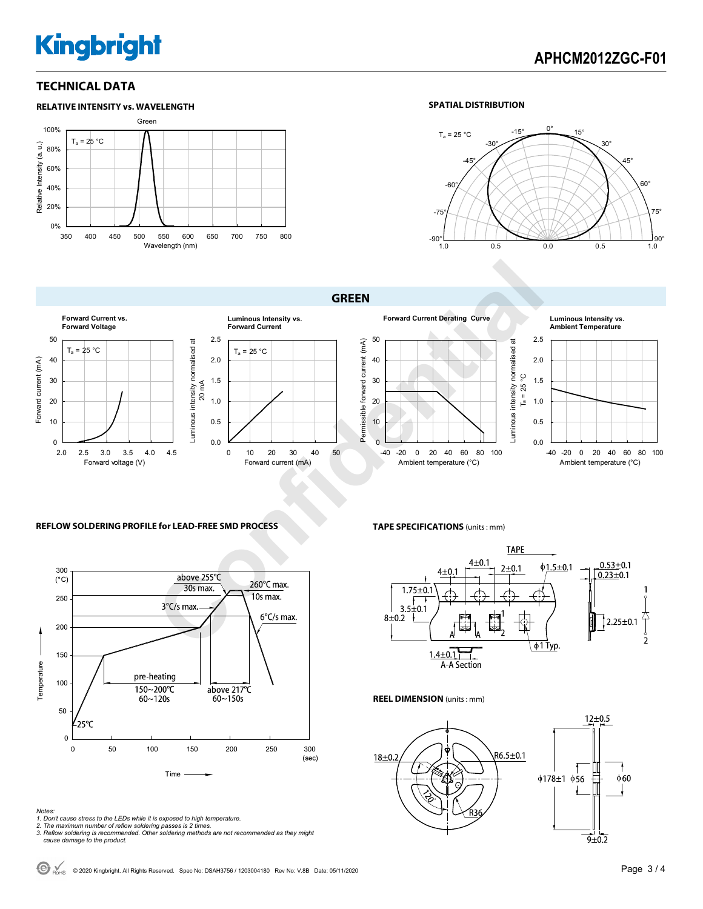## TECHNICAL DATA

### RELATIVE INTENSITY vs. WAVELENGTH

Green

$T_a$ = 25 °C

Relative Intensity (a. u.)

Wavelength (nm)

### SPATIAL DISTRIBUTION

$T_a$ = 25 °C

## GREEN

**Forward Current vs. Forward Voltage**

$T_a$ = 25 °C

Forward current (mA)

Forward voltage (V)

**Luminous Intensity vs. Forward Current**

$T_a$ = 25 °C

Luminous intensity normalised at 20 mA

Forward current (mA)

**Forward Current Derating Curve**

Permissible forward current (mA)

Ambient temperature (°C)

**Luminous Intensity vs. Ambient Temperature**

Luminous intensity normalised at $T_a$ = 25 °C

Ambient temperature (°C)

### REFLOW SOLDERING PROFILE for LEAD-FREE SMD PROCESS

above 255°C 30s max.

260°C max. 10s max.

3°C/s max.

6°C/s max.

pre-heating 150~200°C 60~120s

above 217°C 60~150s

25°C

Temperature (°C)

Time (sec)

*Notes:*

*1. Don't cause stress to the LEDs while it is exposed to high temperature.*

*2. The maximum number of reflow soldering passes is 2 times.*

*3. Reflow soldering is recommended. Other soldering methods are not recommended as they might cause damage to the product.*

### TAPE SPECIFICATIONS (units : mm)

TAPE

4±0.1, 4±0.1, 2±0.1, ϕ1.5±0.1, 1.75±0.1, 3.5±0.1, 8±0.2, ϕ1 Typ., 1.4±0.1, 0.53±0.1, 0.23±0.1, 2.25±0.1

A-A Section

### REEL DIMENSION (units : mm)

18±0.2, R6.5±0.1, 120°, R36, ϕ178±1, ϕ56, ϕ60, 12±0.5, 9±0.2

© 2020 Kingbright. All Rights Reserved. Spec No: DSAH3756 / 1203004180 Rev No: V.8B Date: 05/11/2020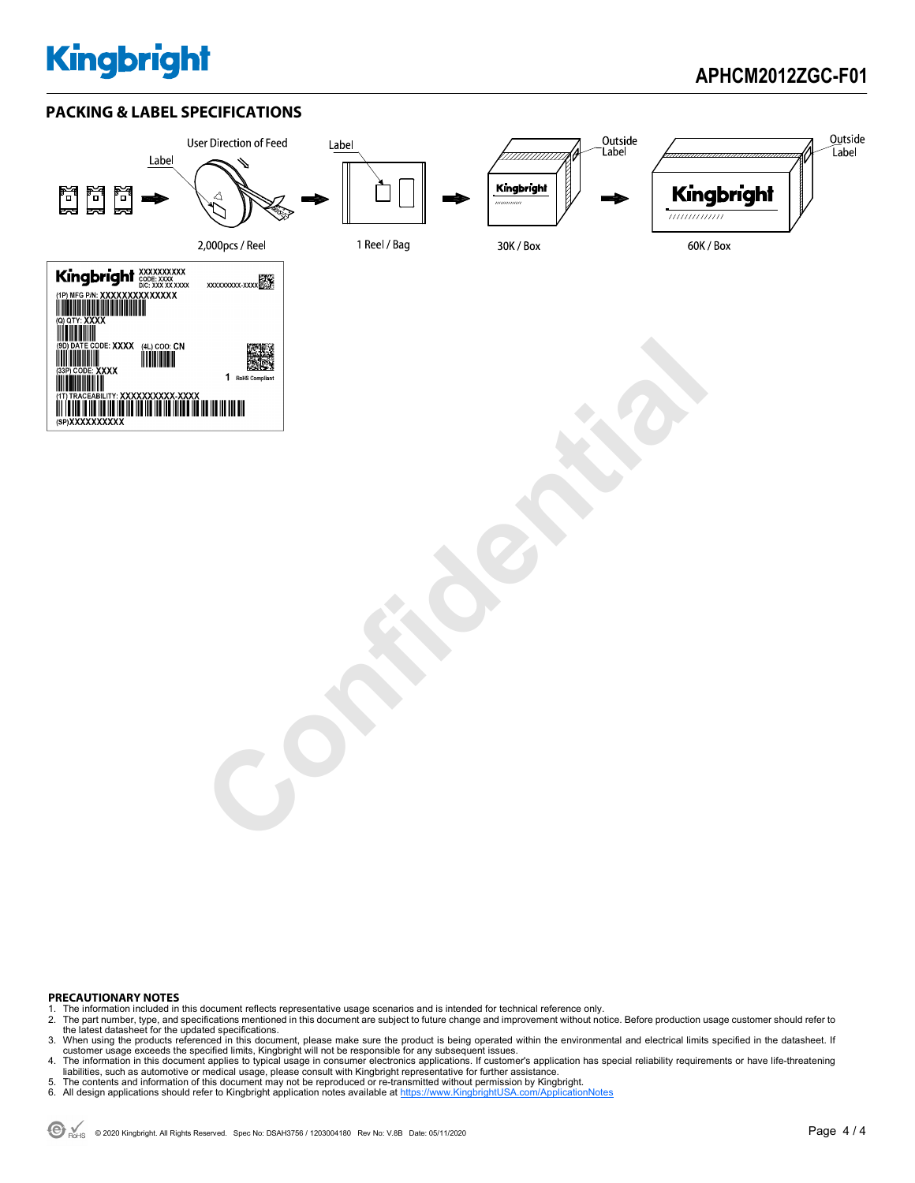## PACKING & LABEL SPECIFICATIONS

User Direction of Feed

Label

Label

Outside Label

Outside Label

2,000pcs / Reel

1 Reel / Bag

30K / Box

60K / Box

### PRECAUTIONARY NOTES

1. The information included in this document reflects representative usage scenarios and is intended for technical reference only.
2. The part number, type, and specifications mentioned in this document are subject to future change and improvement without notice. Before production usage customer should refer to the latest datasheet for the updated specifications.
3. When using the products referenced in this document, please make sure the product is being operated within the environmental and electrical limits specified in the datasheet. If customer usage exceeds the specified limits, Kingbright will not be responsible for any subsequent issues.
4. The information in this document applies to typical usage in consumer electronics applications. If customer's application has special reliability requirements or have life-threatening liabilities, such as automotive or medical usage, please consult with Kingbright representative for further assistance.
5. The contents and information of this document may not be reproduced or re-transmitted without permission by Kingbright.
6. All design applications should refer to Kingbright application notes available at https://www.KingbrightUSA.com/ApplicationNotes